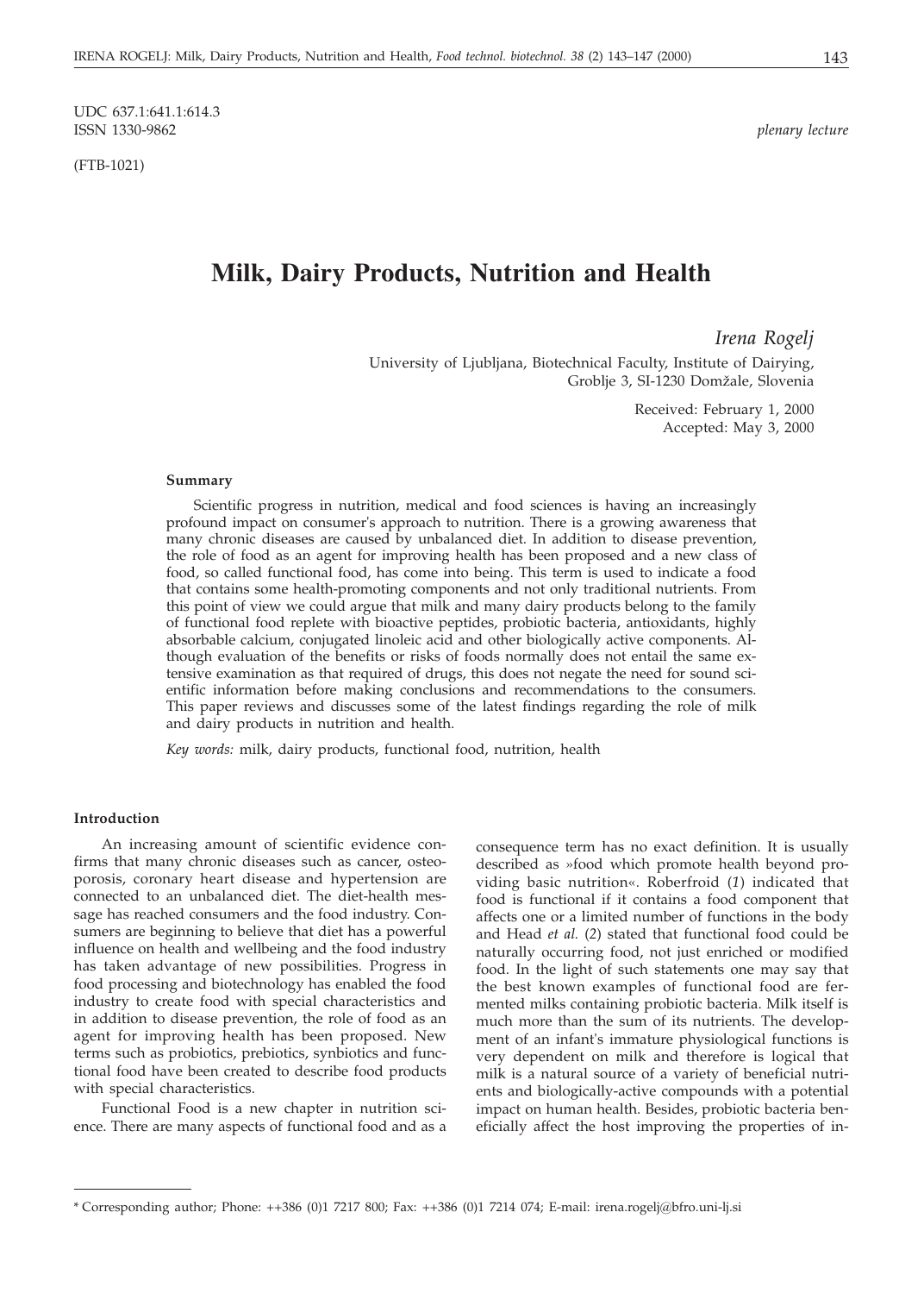UDC 637.1:641.1:614.3
ISSN 1330-9862

*plenary lecture*

(FTB-1021)

# Milk, Dairy Products, Nutrition and Health

*Irena Rogelj*

University of Ljubljana, Biotechnical Faculty, Institute of Dairying, Groblje 3, SI-1230 Domžale, Slovenia

Received: February 1, 2000
Accepted: May 3, 2000

#### Summary

Scientific progress in nutrition, medical and food sciences is having an increasingly profound impact on consumer's approach to nutrition. There is a growing awareness that many chronic diseases are caused by unbalanced diet. In addition to disease prevention, the role of food as an agent for improving health has been proposed and a new class of food, so called functional food, has come into being. This term is used to indicate a food that contains some health-promoting components and not only traditional nutrients. From this point of view we could argue that milk and many dairy products belong to the family of functional food replete with bioactive peptides, probiotic bacteria, antioxidants, highly absorbable calcium, conjugated linoleic acid and other biologically active components. Although evaluation of the benefits or risks of foods normally does not entail the same extensive examination as that required of drugs, this does not negate the need for sound scientific information before making conclusions and recommendations to the consumers. This paper reviews and discusses some of the latest findings regarding the role of milk and dairy products in nutrition and health.

*Key words:* milk, dairy products, functional food, nutrition, health

#### Introduction

An increasing amount of scientific evidence confirms that many chronic diseases such as cancer, osteoporosis, coronary heart disease and hypertension are connected to an unbalanced diet. The diet-health message has reached consumers and the food industry. Consumers are beginning to believe that diet has a powerful influence on health and wellbeing and the food industry has taken advantage of new possibilities. Progress in food processing and biotechnology has enabled the food industry to create food with special characteristics and in addition to disease prevention, the role of food as an agent for improving health has been proposed. New terms such as probiotics, prebiotics, synbiotics and functional food have been created to describe food products with special characteristics.

Functional Food is a new chapter in nutrition science. There are many aspects of functional food and as a consequence term has no exact definition. It is usually described as »food which promote health beyond providing basic nutrition«. Roberfroid (*1*) indicated that food is functional if it contains a food component that affects one or a limited number of functions in the body and Head *et al.* (*2*) stated that functional food could be naturally occurring food, not just enriched or modified food. In the light of such statements one may say that the best known examples of functional food are fermented milks containing probiotic bacteria. Milk itself is much more than the sum of its nutrients. The development of an infant's immature physiological functions is very dependent on milk and therefore is logical that milk is a natural source of a variety of beneficial nutrients and biologically-active compounds with a potential impact on human health. Besides, probiotic bacteria beneficially affect the host improving the properties of in-

---

* Corresponding author; Phone: ++386 (0)1 7217 800; Fax: ++386 (0)1 7214 074; E-mail: irena.rogelj@bfro.uni-lj.si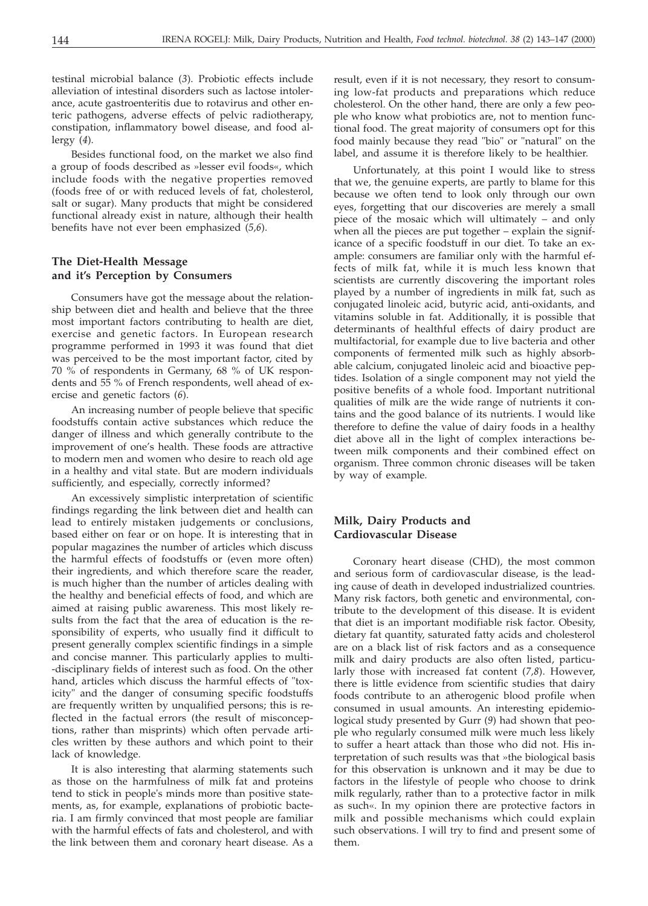testinal microbial balance (*3*). Probiotic effects include alleviation of intestinal disorders such as lactose intolerance, acute gastroenteritis due to rotavirus and other enteric pathogens, adverse effects of pelvic radiotherapy, constipation, inflammatory bowel disease, and food allergy (*4*).

Besides functional food, on the market we also find a group of foods described as »lesser evil foods«, which include foods with the negative properties removed (foods free of or with reduced levels of fat, cholesterol, salt or sugar). Many products that might be considered functional already exist in nature, although their health benefits have not ever been emphasized (*5,6*).

## The Diet-Health Message and it's Perception by Consumers

Consumers have got the message about the relationship between diet and health and believe that the three most important factors contributing to health are diet, exercise and genetic factors. In European research programme performed in 1993 it was found that diet was perceived to be the most important factor, cited by 70 % of respondents in Germany, 68 % of UK respondents and 55 % of French respondents, well ahead of exercise and genetic factors (*6*).

An increasing number of people believe that specific foodstuffs contain active substances which reduce the danger of illness and which generally contribute to the improvement of one's health. These foods are attractive to modern men and women who desire to reach old age in a healthy and vital state. But are modern individuals sufficiently, and especially, correctly informed?

An excessively simplistic interpretation of scientific findings regarding the link between diet and health can lead to entirely mistaken judgements or conclusions, based either on fear or on hope. It is interesting that in popular magazines the number of articles which discuss the harmful effects of foodstuffs or (even more often) their ingredients, and which therefore scare the reader, is much higher than the number of articles dealing with the healthy and beneficial effects of food, and which are aimed at raising public awareness. This most likely results from the fact that the area of education is the responsibility of experts, who usually find it difficult to present generally complex scientific findings in a simple and concise manner. This particularly applies to multi-disciplinary fields of interest such as food. On the other hand, articles which discuss the harmful effects of "toxicity" and the danger of consuming specific foodstuffs are frequently written by unqualified persons; this is reflected in the factual errors (the result of misconceptions, rather than misprints) which often pervade articles written by these authors and which point to their lack of knowledge.

It is also interesting that alarming statements such as those on the harmfulness of milk fat and proteins tend to stick in people's minds more than positive statements, as, for example, explanations of probiotic bacteria. I am firmly convinced that most people are familiar with the harmful effects of fats and cholesterol, and with the link between them and coronary heart disease. As a result, even if it is not necessary, they resort to consuming low-fat products and preparations which reduce cholesterol. On the other hand, there are only a few people who know what probiotics are, not to mention functional food. The great majority of consumers opt for this food mainly because they read "bio" or "natural" on the label, and assume it is therefore likely to be healthier.

Unfortunately, at this point I would like to stress that we, the genuine experts, are partly to blame for this because we often tend to look only through our own eyes, forgetting that our discoveries are merely a small piece of the mosaic which will ultimately – and only when all the pieces are put together – explain the significance of a specific foodstuff in our diet. To take an example: consumers are familiar only with the harmful effects of milk fat, while it is much less known that scientists are currently discovering the important roles played by a number of ingredients in milk fat, such as conjugated linoleic acid, butyric acid, anti-oxidants, and vitamins soluble in fat. Additionally, it is possible that determinants of healthful effects of dairy product are multifactorial, for example due to live bacteria and other components of fermented milk such as highly absorbable calcium, conjugated linoleic acid and bioactive peptides. Isolation of a single component may not yield the positive benefits of a whole food. Important nutritional qualities of milk are the wide range of nutrients it contains and the good balance of its nutrients. I would like therefore to define the value of dairy foods in a healthy diet above all in the light of complex interactions between milk components and their combined effect on organism. Three common chronic diseases will be taken by way of example.

## Milk, Dairy Products and Cardiovascular Disease

Coronary heart disease (CHD), the most common and serious form of cardiovascular disease, is the leading cause of death in developed industrialized countries. Many risk factors, both genetic and environmental, contribute to the development of this disease. It is evident that diet is an important modifiable risk factor. Obesity, dietary fat quantity, saturated fatty acids and cholesterol are on a black list of risk factors and as a consequence milk and dairy products are also often listed, particularly those with increased fat content (*7,8*). However, there is little evidence from scientific studies that dairy foods contribute to an atherogenic blood profile when consumed in usual amounts. An interesting epidemiological study presented by Gurr (*9*) had shown that people who regularly consumed milk were much less likely to suffer a heart attack than those who did not. His interpretation of such results was that »the biological basis for this observation is unknown and it may be due to factors in the lifestyle of people who choose to drink milk regularly, rather than to a protective factor in milk as such«. In my opinion there are protective factors in milk and possible mechanisms which could explain such observations. I will try to find and present some of them.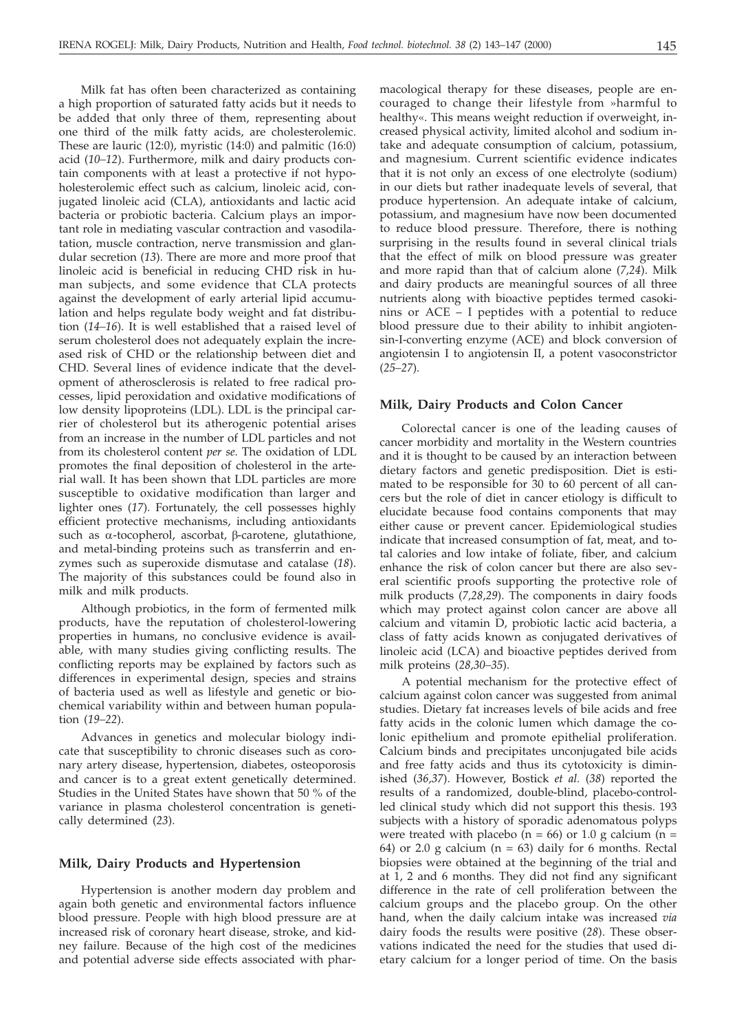Milk fat has often been characterized as containing a high proportion of saturated fatty acids but it needs to be added that only three of them, representing about one third of the milk fatty acids, are cholesterolemic. These are lauric (12:0), myristic (14:0) and palmitic (16:0) acid (*10–12*). Furthermore, milk and dairy products contain components with at least a protective if not hypoholesterolemic effect such as calcium, linoleic acid, conjugated linoleic acid (CLA), antioxidants and lactic acid bacteria or probiotic bacteria. Calcium plays an important role in mediating vascular contraction and vasodilatation, muscle contraction, nerve transmission and glandular secretion (*13*). There are more and more proof that linoleic acid is beneficial in reducing CHD risk in human subjects, and some evidence that CLA protects against the development of early arterial lipid accumulation and helps regulate body weight and fat distribution (*14–16*). It is well established that a raised level of serum cholesterol does not adequately explain the increased risk of CHD or the relationship between diet and CHD. Several lines of evidence indicate that the development of atherosclerosis is related to free radical processes, lipid peroxidation and oxidative modifications of low density lipoproteins (LDL). LDL is the principal carrier of cholesterol but its atherogenic potential arises from an increase in the number of LDL particles and not from its cholesterol content *per se*. The oxidation of LDL promotes the final deposition of cholesterol in the arterial wall. It has been shown that LDL particles are more susceptible to oxidative modification than larger and lighter ones (*17*). Fortunately, the cell possesses highly efficient protective mechanisms, including antioxidants such as α-tocopherol, ascorbat, β-carotene, glutathione, and metal-binding proteins such as transferrin and enzymes such as superoxide dismutase and catalase (*18*). The majority of this substances could be found also in milk and milk products.

Although probiotics, in the form of fermented milk products, have the reputation of cholesterol-lowering properties in humans, no conclusive evidence is available, with many studies giving conflicting results. The conflicting reports may be explained by factors such as differences in experimental design, species and strains of bacteria used as well as lifestyle and genetic or biochemical variability within and between human population (*19–22*).

Advances in genetics and molecular biology indicate that susceptibility to chronic diseases such as coronary artery disease, hypertension, diabetes, osteoporosis and cancer is to a great extent genetically determined. Studies in the United States have shown that 50 % of the variance in plasma cholesterol concentration is genetically determined (*23*).

## Milk, Dairy Products and Hypertension

Hypertension is another modern day problem and again both genetic and environmental factors influence blood pressure. People with high blood pressure are at increased risk of coronary heart disease, stroke, and kidney failure. Because of the high cost of the medicines and potential adverse side effects associated with pharmacological therapy for these diseases, people are encouraged to change their lifestyle from »harmful to healthy«. This means weight reduction if overweight, increased physical activity, limited alcohol and sodium intake and adequate consumption of calcium, potassium, and magnesium. Current scientific evidence indicates that it is not only an excess of one electrolyte (sodium) in our diets but rather inadequate levels of several, that produce hypertension. An adequate intake of calcium, potassium, and magnesium have now been documented to reduce blood pressure. Therefore, there is nothing surprising in the results found in several clinical trials that the effect of milk on blood pressure was greater and more rapid than that of calcium alone (*7,24*). Milk and dairy products are meaningful sources of all three nutrients along with bioactive peptides termed casokinins or ACE – I peptides with a potential to reduce blood pressure due to their ability to inhibit angiotensin-I-converting enzyme (ACE) and block conversion of angiotensin I to angiotensin II, a potent vasoconstrictor (*25–27*).

## Milk, Dairy Products and Colon Cancer

Colorectal cancer is one of the leading causes of cancer morbidity and mortality in the Western countries and it is thought to be caused by an interaction between dietary factors and genetic predisposition. Diet is estimated to be responsible for 30 to 60 percent of all cancers but the role of diet in cancer etiology is difficult to elucidate because food contains components that may either cause or prevent cancer. Epidemiological studies indicate that increased consumption of fat, meat, and total calories and low intake of foliate, fiber, and calcium enhance the risk of colon cancer but there are also several scientific proofs supporting the protective role of milk products (*7,28,29*). The components in dairy foods which may protect against colon cancer are above all calcium and vitamin D, probiotic lactic acid bacteria, a class of fatty acids known as conjugated derivatives of linoleic acid (LCA) and bioactive peptides derived from milk proteins (*28,30–35*).

A potential mechanism for the protective effect of calcium against colon cancer was suggested from animal studies. Dietary fat increases levels of bile acids and free fatty acids in the colonic lumen which damage the colonic epithelium and promote epithelial proliferation. Calcium binds and precipitates unconjugated bile acids and free fatty acids and thus its cytotoxicity is diminished (*36,37*). However, Bostick *et al.* (*38*) reported the results of a randomized, double-blind, placebo-controlled clinical study which did not support this thesis. 193 subjects with a history of sporadic adenomatous polyps were treated with placebo (n = 66) or 1.0 g calcium (n = 64) or 2.0 g calcium (n = 63) daily for 6 months. Rectal biopsies were obtained at the beginning of the trial and at 1, 2 and 6 months. They did not find any significant difference in the rate of cell proliferation between the calcium groups and the placebo group. On the other hand, when the daily calcium intake was increased *via* dairy foods the results were positive (*28*). These observations indicated the need for the studies that used dietary calcium for a longer period of time. On the basis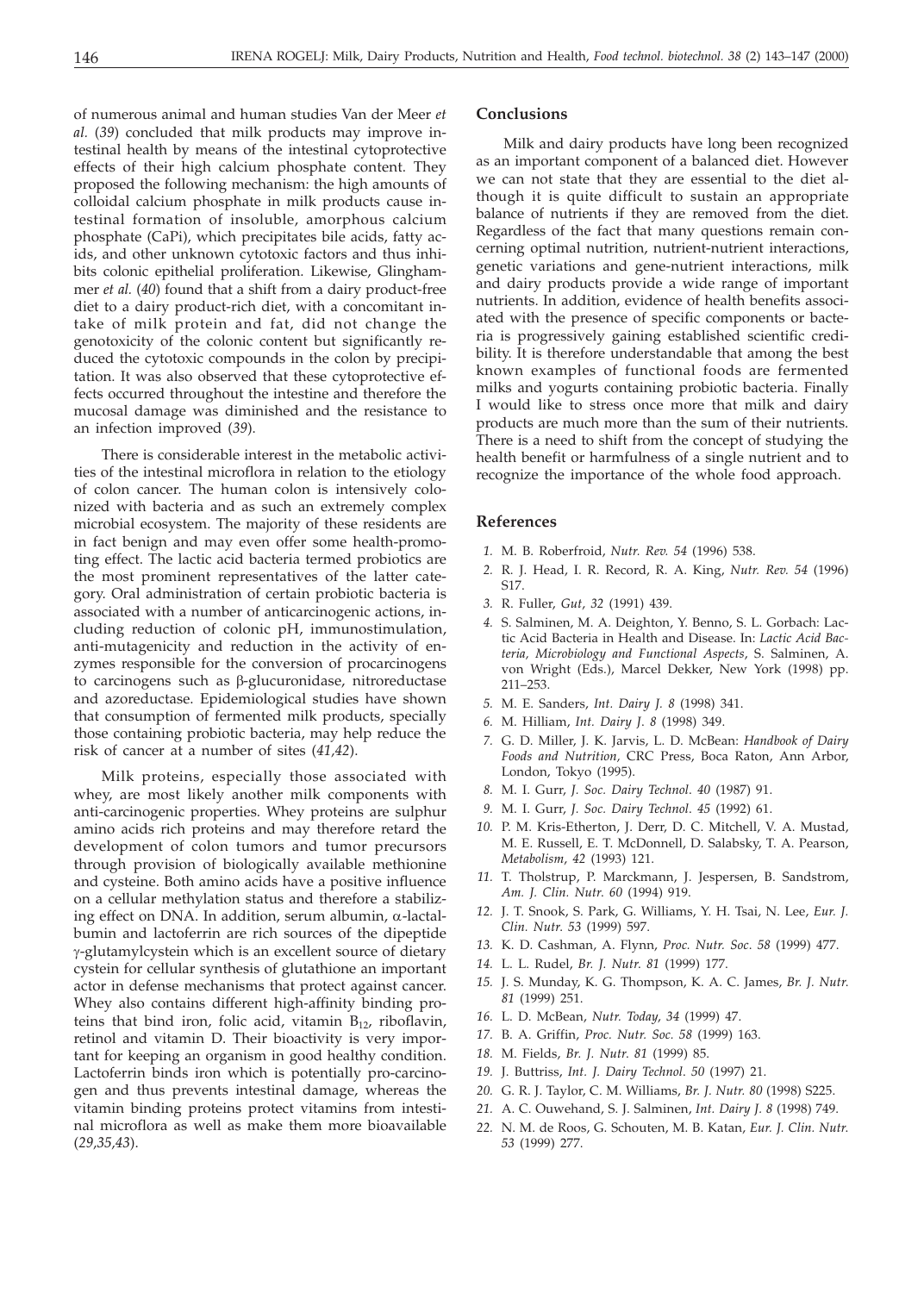of numerous animal and human studies Van der Meer *et al.* (*39*) concluded that milk products may improve intestinal health by means of the intestinal cytoprotective effects of their high calcium phosphate content. They proposed the following mechanism: the high amounts of colloidal calcium phosphate in milk products cause intestinal formation of insoluble, amorphous calcium phosphate (CaPi), which precipitates bile acids, fatty acids, and other unknown cytotoxic factors and thus inhibits colonic epithelial proliferation. Likewise, Glinghammer *et al.* (*40*) found that a shift from a dairy product-free diet to a dairy product-rich diet, with a concomitant intake of milk protein and fat, did not change the genotoxicity of the colonic content but significantly reduced the cytotoxic compounds in the colon by precipitation. It was also observed that these cytoprotective effects occurred throughout the intestine and therefore the mucosal damage was diminished and the resistance to an infection improved (*39*).

There is considerable interest in the metabolic activities of the intestinal microflora in relation to the etiology of colon cancer. The human colon is intensively colonized with bacteria and as such an extremely complex microbial ecosystem. The majority of these residents are in fact benign and may even offer some health-promoting effect. The lactic acid bacteria termed probiotics are the most prominent representatives of the latter category. Oral administration of certain probiotic bacteria is associated with a number of anticarcinogenic actions, including reduction of colonic pH, immunostimulation, anti-mutagenicity and reduction in the activity of enzymes responsible for the conversion of procarcinogens to carcinogens such as β-glucuronidase, nitroreductase and azoreductase. Epidemiological studies have shown that consumption of fermented milk products, specially those containing probiotic bacteria, may help reduce the risk of cancer at a number of sites (*41,42*).

Milk proteins, especially those associated with whey, are most likely another milk components with anti-carcinogenic properties. Whey proteins are sulphur amino acids rich proteins and may therefore retard the development of colon tumors and tumor precursors through provision of biologically available methionine and cysteine. Both amino acids have a positive influence on a cellular methylation status and therefore a stabilizing effect on DNA. In addition, serum albumin, α-lactalbumin and lactoferrin are rich sources of the dipeptide γ-glutamylcystein which is an excellent source of dietary cystein for cellular synthesis of glutathione an important actor in defense mechanisms that protect against cancer. Whey also contains different high-affinity binding proteins that bind iron, folic acid, vitamin $B_{12}$, riboflavin, retinol and vitamin D. Their bioactivity is very important for keeping an organism in good healthy condition. Lactoferrin binds iron which is potentially pro-carcinogen and thus prevents intestinal damage, whereas the vitamin binding proteins protect vitamins from intestinal microflora as well as make them more bioavailable (*29,35,43*).

## Conclusions

Milk and dairy products have long been recognized as an important component of a balanced diet. However we can not state that they are essential to the diet although it is quite difficult to sustain an appropriate balance of nutrients if they are removed from the diet. Regardless of the fact that many questions remain concerning optimal nutrition, nutrient-nutrient interactions, genetic variations and gene-nutrient interactions, milk and dairy products provide a wide range of important nutrients. In addition, evidence of health benefits associated with the presence of specific components or bacteria is progressively gaining established scientific credibility. It is therefore understandable that among the best known examples of functional foods are fermented milks and yogurts containing probiotic bacteria. Finally I would like to stress once more that milk and dairy products are much more than the sum of their nutrients. There is a need to shift from the concept of studying the health benefit or harmfulness of a single nutrient and to recognize the importance of the whole food approach.

## References

1. M. B. Roberfroid, *Nutr. Rev. 54* (1996) 538.
2. R. J. Head, I. R. Record, R. A. King, *Nutr. Rev. 54* (1996) S17.
3. R. Fuller, *Gut, 32* (1991) 439.
4. S. Salminen, M. A. Deighton, Y. Benno, S. L. Gorbach: Lactic Acid Bacteria in Health and Disease. In: *Lactic Acid Bacteria, Microbiology and Functional Aspects*, S. Salminen, A. von Wright (Eds.), Marcel Dekker, New York (1998) pp. 211–253.
5. M. E. Sanders, *Int. Dairy J. 8* (1998) 341.
6. M. Hilliam, *Int. Dairy J. 8* (1998) 349.
7. G. D. Miller, J. K. Jarvis, L. D. McBean: *Handbook of Dairy Foods and Nutrition*, CRC Press, Boca Raton, Ann Arbor, London, Tokyo (1995).
8. M. I. Gurr, *J. Soc. Dairy Technol. 40* (1987) 91.
9. M. I. Gurr, *J. Soc. Dairy Technol. 45* (1992) 61.
10. P. M. Kris-Etherton, J. Derr, D. C. Mitchell, V. A. Mustad, M. E. Russell, E. T. McDonnell, D. Salabsky, T. A. Pearson, *Metabolism, 42* (1993) 121.
11. T. Tholstrup, P. Marckmann, J. Jespersen, B. Sandstrom, *Am. J. Clin. Nutr. 60* (1994) 919.
12. J. T. Snook, S. Park, G. Williams, Y. H. Tsai, N. Lee, *Eur. J. Clin. Nutr. 53* (1999) 597.
13. K. D. Cashman, A. Flynn, *Proc. Nutr. Soc. 58* (1999) 477.
14. L. L. Rudel, *Br. J. Nutr. 81* (1999) 177.
15. J. S. Munday, K. G. Thompson, K. A. C. James, *Br. J. Nutr. 81* (1999) 251.
16. L. D. McBean, *Nutr. Today, 34* (1999) 47.
17. B. A. Griffin, *Proc. Nutr. Soc. 58* (1999) 163.
18. M. Fields, *Br. J. Nutr. 81* (1999) 85.
19. J. Buttriss, *Int. J. Dairy Technol. 50* (1997) 21.
20. G. R. J. Taylor, C. M. Williams, *Br. J. Nutr. 80* (1998) S225.
21. A. C. Ouwehand, S. J. Salminen, *Int. Dairy J. 8* (1998) 749.
22. N. M. de Roos, G. Schouten, M. B. Katan, *Eur. J. Clin. Nutr. 53* (1999) 277.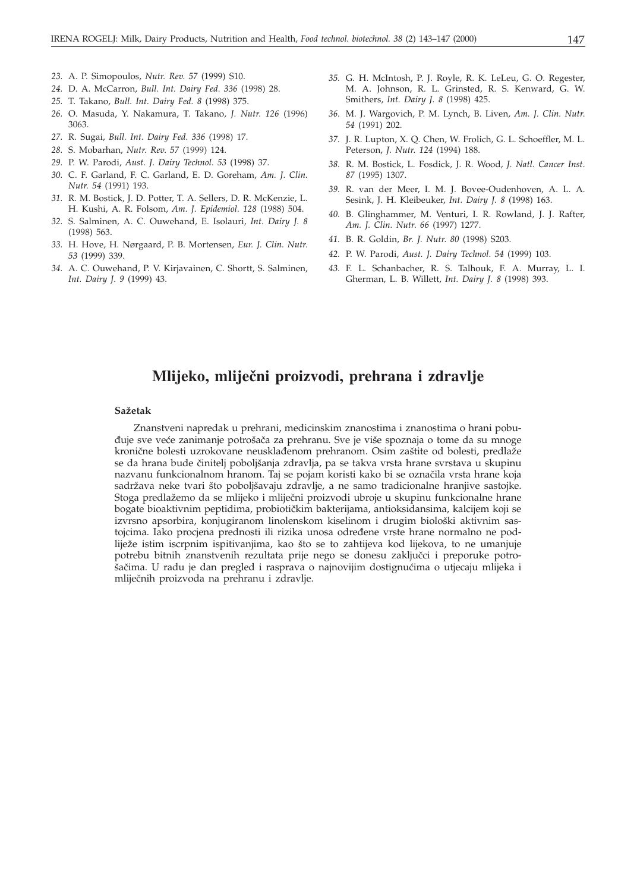23. A. P. Simopoulos, *Nutr. Rev. 57* (1999) S10.
24. D. A. McCarron, *Bull. Int. Dairy Fed. 336* (1998) 28.
25. T. Takano, *Bull. Int. Dairy Fed. 8* (1998) 375.
26. O. Masuda, Y. Nakamura, T. Takano, *J. Nutr. 126* (1996) 3063.
27. R. Sugai, *Bull. Int. Dairy Fed. 336* (1998) 17.
28. S. Mobarhan, *Nutr. Rev. 57* (1999) 124.
29. P. W. Parodi, *Aust. J. Dairy Technol. 53* (1998) 37.
30. C. F. Garland, F. C. Garland, E. D. Goreham, *Am. J. Clin. Nutr. 54* (1991) 193.
31. R. M. Bostick, J. D. Potter, T. A. Sellers, D. R. McKenzie, L. H. Kushi, A. R. Folsom, *Am. J. Epidemiol. 128* (1988) 504.
32. S. Salminen, A. C. Ouwehand, E. Isolauri, *Int. Dairy J. 8* (1998) 563.
33. H. Hove, H. Nørgaard, P. B. Mortensen, *Eur. J. Clin. Nutr. 53* (1999) 339.
34. A. C. Ouwehand, P. V. Kirjavainen, C. Shortt, S. Salminen, *Int. Dairy J. 9* (1999) 43.
35. G. H. McIntosh, P. J. Royle, R. K. LeLeu, G. O. Regester, M. A. Johnson, R. L. Grinsted, R. S. Kenward, G. W. Smithers, *Int. Dairy J. 8* (1998) 425.
36. M. J. Wargovich, P. M. Lynch, B. Liven, *Am. J. Clin. Nutr. 54* (1991) 202.
37. J. R. Lupton, X. Q. Chen, W. Frolich, G. L. Schoeffler, M. L. Peterson, *J. Nutr. 124* (1994) 188.
38. R. M. Bostick, L. Fosdick, J. R. Wood, *J. Natl. Cancer Inst. 87* (1995) 1307.
39. R. van der Meer, I. M. J. Bovee-Oudenhoven, A. L. A. Sesink, J. H. Kleibeuker, *Int. Dairy J. 8* (1998) 163.
40. B. Glinghammer, M. Venturi, I. R. Rowland, J. J. Rafter, *Am. J. Clin. Nutr. 66* (1997) 1277.
41. B. R. Goldin, *Br. J. Nutr. 80* (1998) S203.
42. P. W. Parodi, *Aust. J. Dairy Technol. 54* (1999) 103.
43. F. L. Schanbacher, R. S. Talhouk, F. A. Murray, L. I. Gherman, L. B. Willett, *Int. Dairy J. 8* (1998) 393.

# Mlijeko, mliječni proizvodi, prehrana i zdravlje

**Sažetak**

Znanstveni napredak u prehrani, medicinskim znanostima i znanostima o hrani pobuđuje sve veće zanimanje potrošača za prehranu. Sve je više spoznaja o tome da su mnoge kronične bolesti uzrokovane neusklađenom prehranom. Osim zaštite od bolesti, predlaže se da hrana bude činitelj poboljšanja zdravlja, pa se takva vrsta hrane svrstava u skupinu nazvanu funkcionalnom hranom. Taj se pojam koristi kako bi se označila vrsta hrane koja sadržava neke tvari što poboljšavaju zdravlje, a ne samo tradicionalne hranjive sastojke. Stoga predlažemo da se mlijeko i mliječni proizvodi ubroje u skupinu funkcionalne hrane bogate bioaktivnim peptidima, probiotičkim bakterijama, antioksidansima, kalcijem koji se izvrsno apsorbira, konjugiranom linolenskom kiselinom i drugim biološki aktivnim sastojcima. Iako procjena prednosti ili rizika unosa određene vrste hrane normalno ne podliježe istim iscrpnim ispitivanjima, kao što se to zahtijeva kod lijekova, to ne umanjuje potrebu bitnih znanstvenih rezultata prije nego se donesu zaključci i preporuke potrošačima. U radu je dan pregled i rasprava o najnovijim dostignućima o utjecaju mlijeka i mliječnih proizvoda na prehranu i zdravlje.